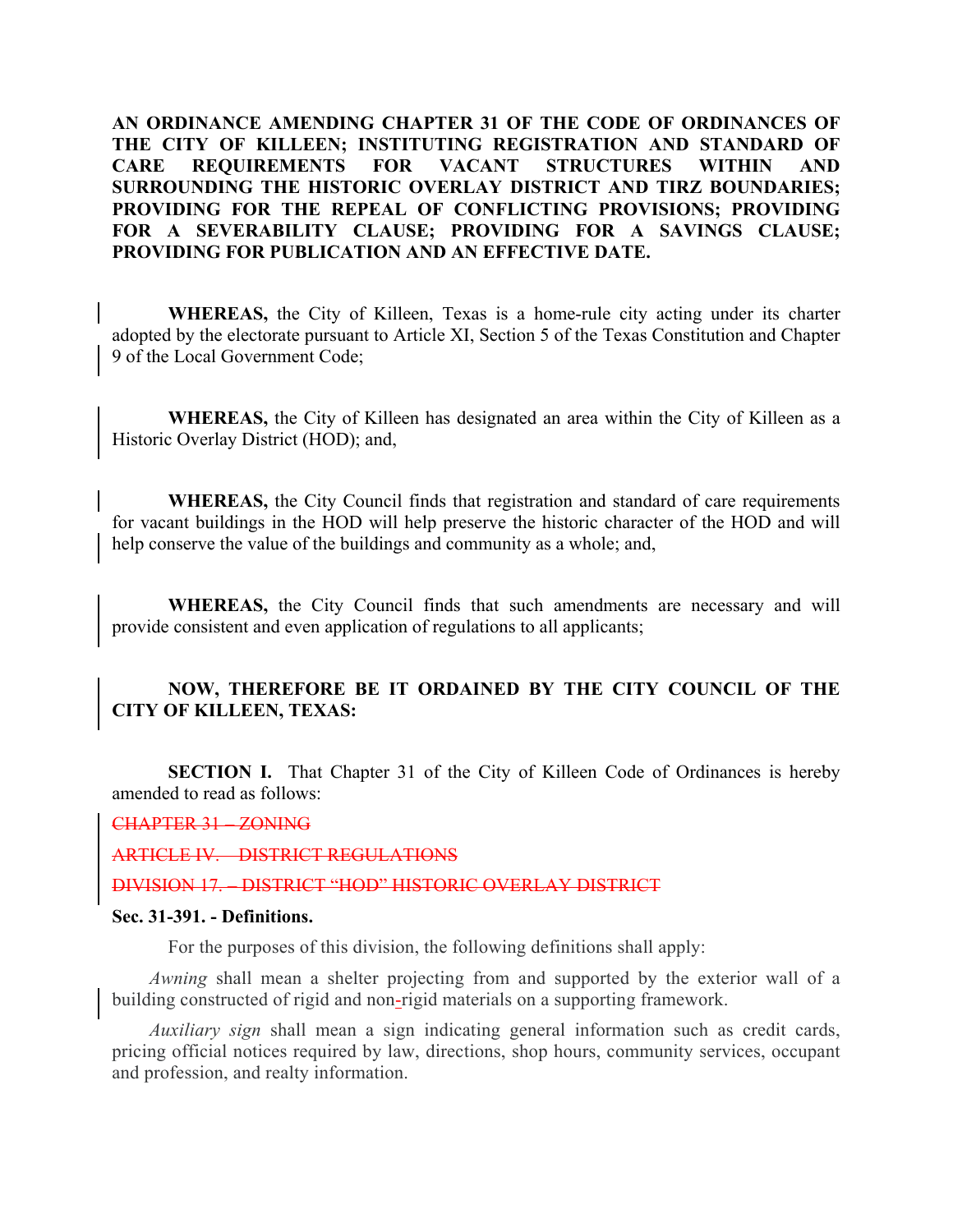**AN ORDINANCE AMENDING CHAPTER 31 OF THE CODE OF ORDINANCES OF THE CITY OF KILLEEN; INSTITUTING REGISTRATION AND STANDARD OF CARE REQUIREMENTS FOR VACANT STRUCTURES WITHIN AND SURROUNDING THE HISTORIC OVERLAY DISTRICT AND TIRZ BOUNDARIES; PROVIDING FOR THE REPEAL OF CONFLICTING PROVISIONS; PROVIDING FOR A SEVERABILITY CLAUSE; PROVIDING FOR A SAVINGS CLAUSE; PROVIDING FOR PUBLICATION AND AN EFFECTIVE DATE.**

**WHEREAS,** the City of Killeen, Texas is a home-rule city acting under its charter adopted by the electorate pursuant to Article XI, Section 5 of the Texas Constitution and Chapter 9 of the Local Government Code;

**WHEREAS,** the City of Killeen has designated an area within the City of Killeen as a Historic Overlay District (HOD); and,

**WHEREAS,** the City Council finds that registration and standard of care requirements for vacant buildings in the HOD will help preserve the historic character of the HOD and will help conserve the value of the buildings and community as a whole; and,

**WHEREAS,** the City Council finds that such amendments are necessary and will provide consistent and even application of regulations to all applicants;

**NOW, THEREFORE BE IT ORDAINED BY THE CITY COUNCIL OF THE CITY OF KILLEEN, TEXAS:**

**SECTION I.** That Chapter 31 of the City of Killeen Code of Ordinances is hereby amended to read as follows:

~~CHAPTER 31 – ZONING~~

~~ARTICLE IV. – DISTRICT REGULATIONS~~

~~DIVISION 17. – DISTRICT "HOD" HISTORIC OVERLAY DISTRICT~~

**Sec. 31-391. - Definitions.**

For the purposes of this division, the following definitions shall apply:

*Awning* shall mean a shelter projecting from and supported by the exterior wall of a building constructed of rigid and non-rigid materials on a supporting framework.

*Auxiliary sign* shall mean a sign indicating general information such as credit cards, pricing official notices required by law, directions, shop hours, community services, occupant and profession, and realty information.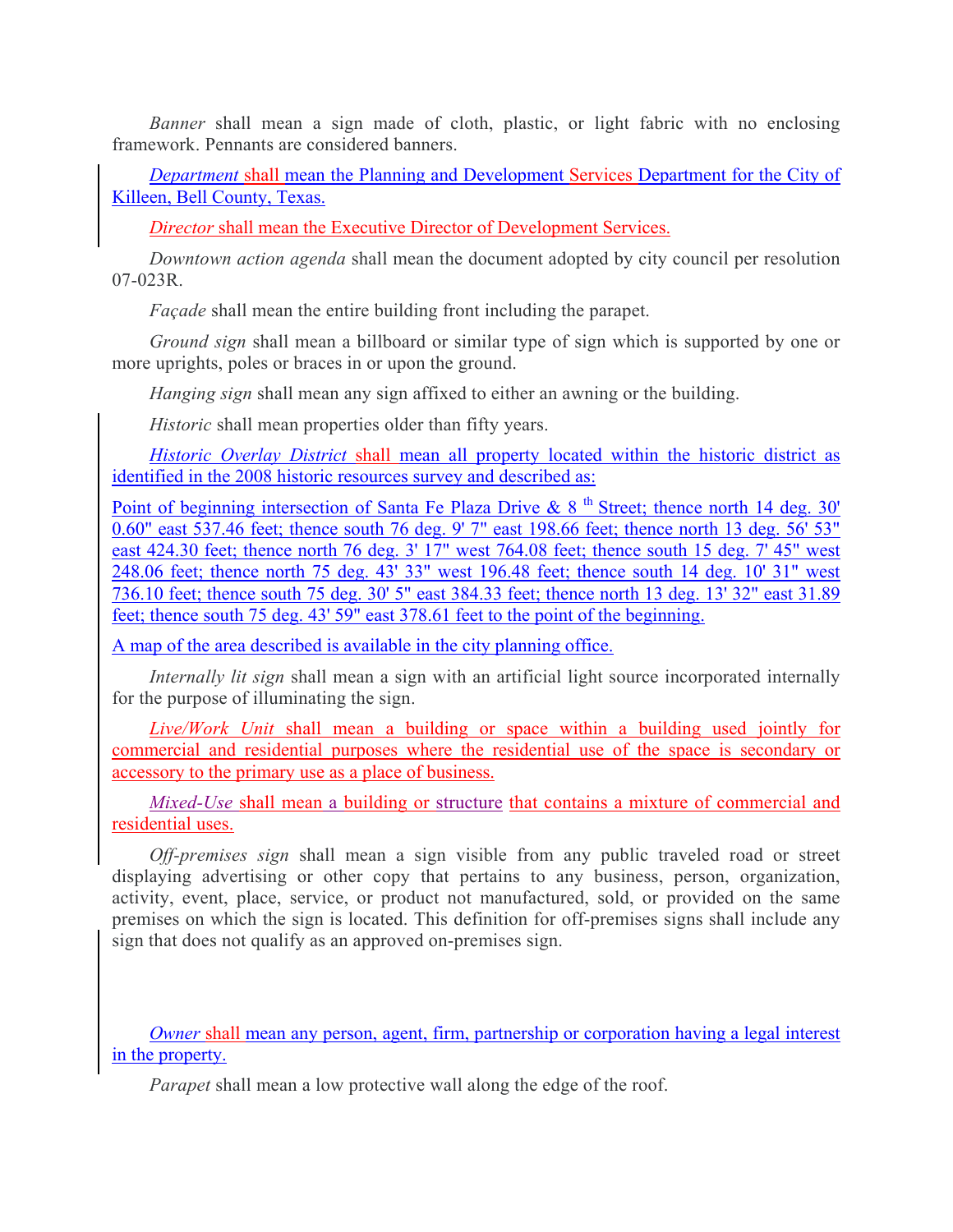*Banner* shall mean a sign made of cloth, plastic, or light fabric with no enclosing framework. Pennants are considered banners.

*Department* shall mean the Planning and Development Services Department for the City of Killeen, Bell County, Texas.

*Director* shall mean the Executive Director of Development Services.

*Downtown action agenda* shall mean the document adopted by city council per resolution 07-023R.

*Façade* shall mean the entire building front including the parapet.

*Ground sign* shall mean a billboard or similar type of sign which is supported by one or more uprights, poles or braces in or upon the ground.

*Hanging sign* shall mean any sign affixed to either an awning or the building.

*Historic* shall mean properties older than fifty years.

*Historic Overlay District* shall mean all property located within the historic district as identified in the 2008 historic resources survey and described as:

Point of beginning intersection of Santa Fe Plaza Drive & 8th Street; thence north 14 deg. 30' 0.60" east 537.46 feet; thence south 76 deg. 9' 7" east 198.66 feet; thence north 13 deg. 56' 53" east 424.30 feet; thence north 76 deg. 3' 17" west 764.08 feet; thence south 15 deg. 7' 45" west 248.06 feet; thence north 75 deg. 43' 33" west 196.48 feet; thence south 14 deg. 10' 31" west 736.10 feet; thence south 75 deg. 30' 5" east 384.33 feet; thence north 13 deg. 13' 32" east 31.89 feet; thence south 75 deg. 43' 59" east 378.61 feet to the point of the beginning.

A map of the area described is available in the city planning office.

*Internally lit sign* shall mean a sign with an artificial light source incorporated internally for the purpose of illuminating the sign.

*Live/Work Unit* shall mean a building or space within a building used jointly for commercial and residential purposes where the residential use of the space is secondary or accessory to the primary use as a place of business.

*Mixed-Use* shall mean a building or structure that contains a mixture of commercial and residential uses.

*Off-premises sign* shall mean a sign visible from any public traveled road or street displaying advertising or other copy that pertains to any business, person, organization, activity, event, place, service, or product not manufactured, sold, or provided on the same premises on which the sign is located. This definition for off-premises signs shall include any sign that does not qualify as an approved on-premises sign.

*Owner* shall mean any person, agent, firm, partnership or corporation having a legal interest in the property.

*Parapet* shall mean a low protective wall along the edge of the roof.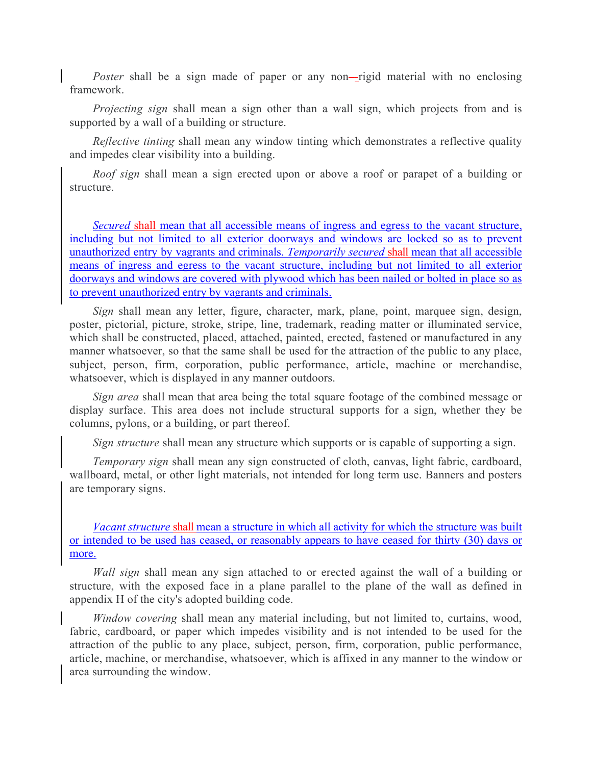*Poster* shall be a sign made of paper or any non--rigid material with no enclosing framework.

*Projecting sign* shall mean a sign other than a wall sign, which projects from and is supported by a wall of a building or structure.

*Reflective tinting* shall mean any window tinting which demonstrates a reflective quality and impedes clear visibility into a building.

*Roof sign* shall mean a sign erected upon or above a roof or parapet of a building or structure.

*Secured* shall mean that all accessible means of ingress and egress to the vacant structure, including but not limited to all exterior doorways and windows are locked so as to prevent unauthorized entry by vagrants and criminals. *Temporarily secured* shall mean that all accessible means of ingress and egress to the vacant structure, including but not limited to all exterior doorways and windows are covered with plywood which has been nailed or bolted in place so as to prevent unauthorized entry by vagrants and criminals.

*Sign* shall mean any letter, figure, character, mark, plane, point, marquee sign, design, poster, pictorial, picture, stroke, stripe, line, trademark, reading matter or illuminated service, which shall be constructed, placed, attached, painted, erected, fastened or manufactured in any manner whatsoever, so that the same shall be used for the attraction of the public to any place, subject, person, firm, corporation, public performance, article, machine or merchandise, whatsoever, which is displayed in any manner outdoors.

*Sign area* shall mean that area being the total square footage of the combined message or display surface. This area does not include structural supports for a sign, whether they be columns, pylons, or a building, or part thereof.

*Sign structure* shall mean any structure which supports or is capable of supporting a sign.

*Temporary sign* shall mean any sign constructed of cloth, canvas, light fabric, cardboard, wallboard, metal, or other light materials, not intended for long term use. Banners and posters are temporary signs.

*Vacant structure* shall mean a structure in which all activity for which the structure was built or intended to be used has ceased, or reasonably appears to have ceased for thirty (30) days or more.

*Wall sign* shall mean any sign attached to or erected against the wall of a building or structure, with the exposed face in a plane parallel to the plane of the wall as defined in appendix H of the city's adopted building code.

*Window covering* shall mean any material including, but not limited to, curtains, wood, fabric, cardboard, or paper which impedes visibility and is not intended to be used for the attraction of the public to any place, subject, person, firm, corporation, public performance, article, machine, or merchandise, whatsoever, which is affixed in any manner to the window or area surrounding the window.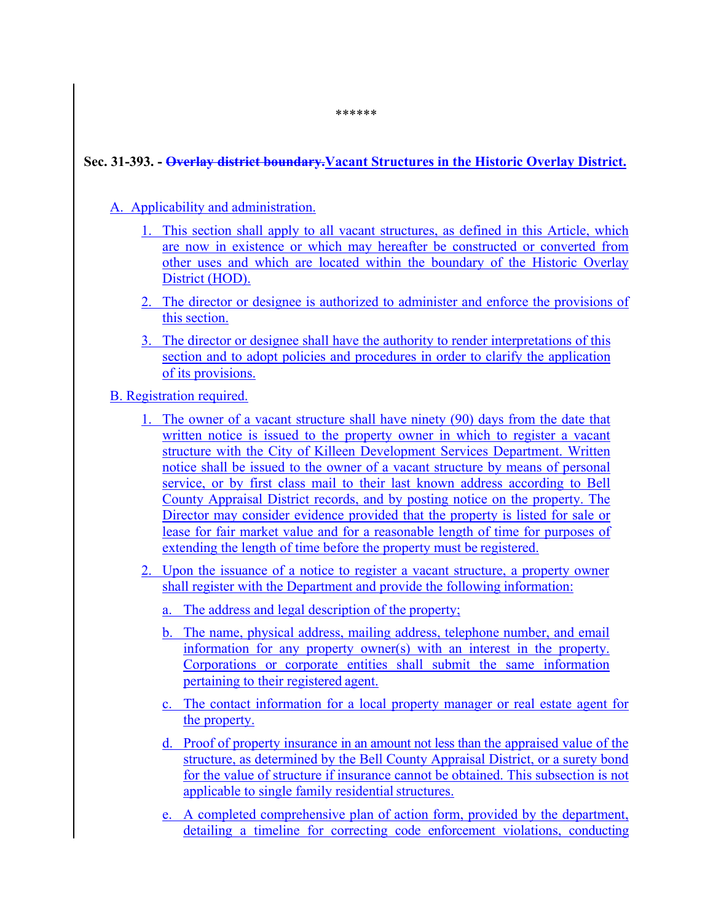\*\*\*\*\*\*

**Sec. 31-393. - ~~Overlay district boundary.~~Vacant Structures in the Historic Overlay District.**

A. Applicability and administration.

1. This section shall apply to all vacant structures, as defined in this Article, which are now in existence or which may hereafter be constructed or converted from other uses and which are located within the boundary of the Historic Overlay District (HOD).
2. The director or designee is authorized to administer and enforce the provisions of this section.
3. The director or designee shall have the authority to render interpretations of this section and to adopt policies and procedures in order to clarify the application of its provisions.

B. Registration required.

1. The owner of a vacant structure shall have ninety (90) days from the date that written notice is issued to the property owner in which to register a vacant structure with the City of Killeen Development Services Department. Written notice shall be issued to the owner of a vacant structure by means of personal service, or by first class mail to their last known address according to Bell County Appraisal District records, and by posting notice on the property. The Director may consider evidence provided that the property is listed for sale or lease for fair market value and for a reasonable length of time for purposes of extending the length of time before the property must be registered.
2. Upon the issuance of a notice to register a vacant structure, a property owner shall register with the Department and provide the following information:
   a. The address and legal description of the property;
   b. The name, physical address, mailing address, telephone number, and email information for any property owner(s) with an interest in the property. Corporations or corporate entities shall submit the same information pertaining to their registered agent.
   c. The contact information for a local property manager or real estate agent for the property.
   d. Proof of property insurance in an amount not less than the appraised value of the structure, as determined by the Bell County Appraisal District, or a surety bond for the value of structure if insurance cannot be obtained. This subsection is not applicable to single family residential structures.
   e. A completed comprehensive plan of action form, provided by the department, detailing a timeline for correcting code enforcement violations, conducting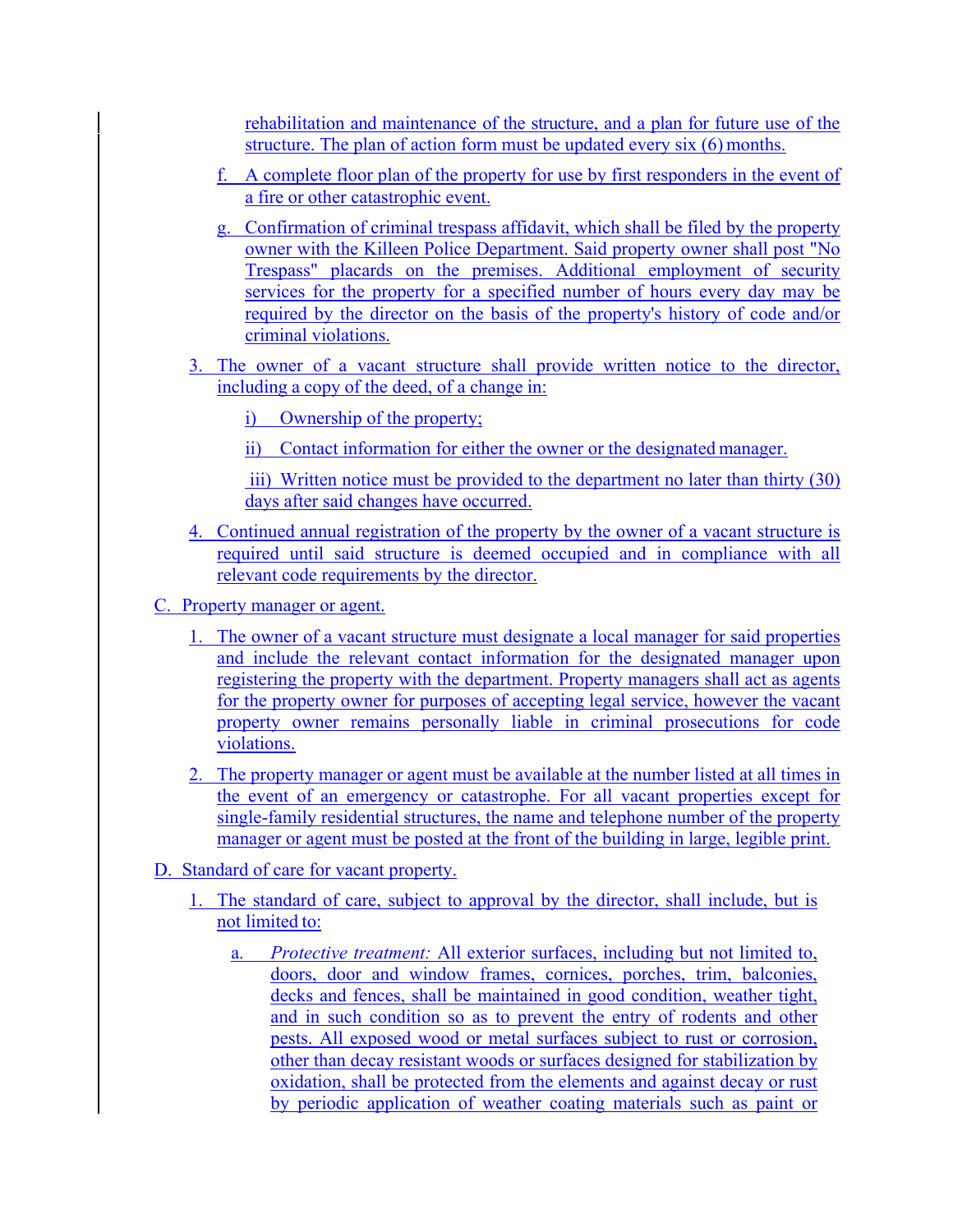rehabilitation and maintenance of the structure, and a plan for future use of the structure. The plan of action form must be updated every six (6) months.

f. A complete floor plan of the property for use by first responders in the event of a fire or other catastrophic event.

g. Confirmation of criminal trespass affidavit, which shall be filed by the property owner with the Killeen Police Department. Said property owner shall post "No Trespass" placards on the premises. Additional employment of security services for the property for a specified number of hours every day may be required by the director on the basis of the property's history of code and/or criminal violations.

3. The owner of a vacant structure shall provide written notice to the director, including a copy of the deed, of a change in:

   i) Ownership of the property;

   ii) Contact information for either the owner or the designated manager.

   iii) Written notice must be provided to the department no later than thirty (30) days after said changes have occurred.

4. Continued annual registration of the property by the owner of a vacant structure is required until said structure is deemed occupied and in compliance with all relevant code requirements by the director.

C. Property manager or agent.

1. The owner of a vacant structure must designate a local manager for said properties and include the relevant contact information for the designated manager upon registering the property with the department. Property managers shall act as agents for the property owner for purposes of accepting legal service, however the vacant property owner remains personally liable in criminal prosecutions for code violations.

2. The property manager or agent must be available at the number listed at all times in the event of an emergency or catastrophe. For all vacant properties except for single-family residential structures, the name and telephone number of the property manager or agent must be posted at the front of the building in large, legible print.

D. Standard of care for vacant property.

1. The standard of care, subject to approval by the director, shall include, but is not limited to:

   a. *Protective treatment:* All exterior surfaces, including but not limited to, doors, door and window frames, cornices, porches, trim, balconies, decks and fences, shall be maintained in good condition, weather tight, and in such condition so as to prevent the entry of rodents and other pests. All exposed wood or metal surfaces subject to rust or corrosion, other than decay resistant woods or surfaces designed for stabilization by oxidation, shall be protected from the elements and against decay or rust by periodic application of weather coating materials such as paint or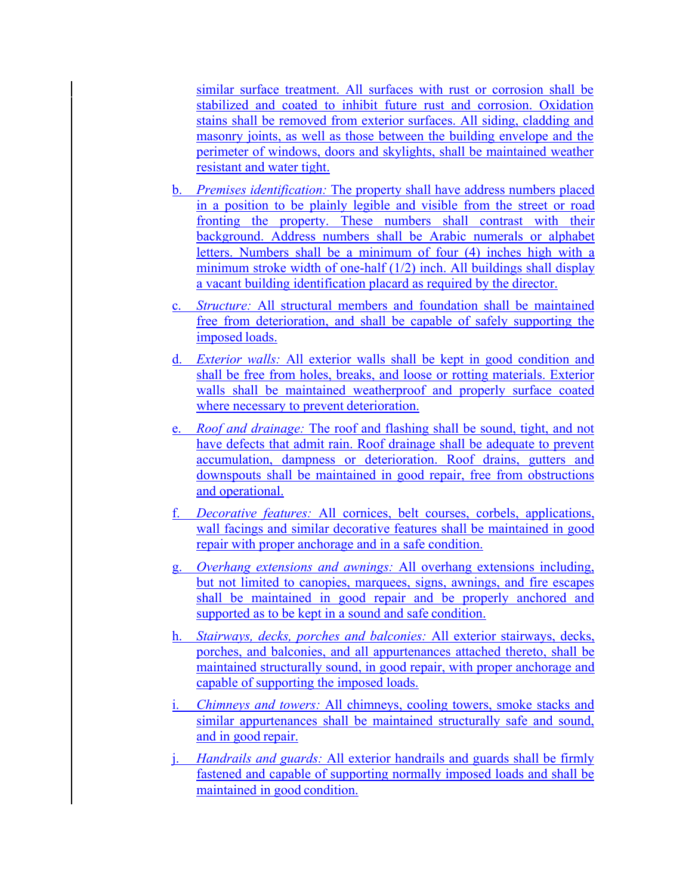similar surface treatment. All surfaces with rust or corrosion shall be stabilized and coated to inhibit future rust and corrosion. Oxidation stains shall be removed from exterior surfaces. All siding, cladding and masonry joints, as well as those between the building envelope and the perimeter of windows, doors and skylights, shall be maintained weather resistant and water tight.

b. *Premises identification:* The property shall have address numbers placed in a position to be plainly legible and visible from the street or road fronting the property. These numbers shall contrast with their background. Address numbers shall be Arabic numerals or alphabet letters. Numbers shall be a minimum of four (4) inches high with a minimum stroke width of one-half (1/2) inch. All buildings shall display a vacant building identification placard as required by the director.

c. *Structure:* All structural members and foundation shall be maintained free from deterioration, and shall be capable of safely supporting the imposed loads.

d. *Exterior walls:* All exterior walls shall be kept in good condition and shall be free from holes, breaks, and loose or rotting materials. Exterior walls shall be maintained weatherproof and properly surface coated where necessary to prevent deterioration.

e. *Roof and drainage:* The roof and flashing shall be sound, tight, and not have defects that admit rain. Roof drainage shall be adequate to prevent accumulation, dampness or deterioration. Roof drains, gutters and downspouts shall be maintained in good repair, free from obstructions and operational.

f. *Decorative features:* All cornices, belt courses, corbels, applications, wall facings and similar decorative features shall be maintained in good repair with proper anchorage and in a safe condition.

g. *Overhang extensions and awnings:* All overhang extensions including, but not limited to canopies, marquees, signs, awnings, and fire escapes shall be maintained in good repair and be properly anchored and supported as to be kept in a sound and safe condition.

h. *Stairways, decks, porches and balconies:* All exterior stairways, decks, porches, and balconies, and all appurtenances attached thereto, shall be maintained structurally sound, in good repair, with proper anchorage and capable of supporting the imposed loads.

i. *Chimneys and towers:* All chimneys, cooling towers, smoke stacks and similar appurtenances shall be maintained structurally safe and sound, and in good repair.

j. *Handrails and guards:* All exterior handrails and guards shall be firmly fastened and capable of supporting normally imposed loads and shall be maintained in good condition.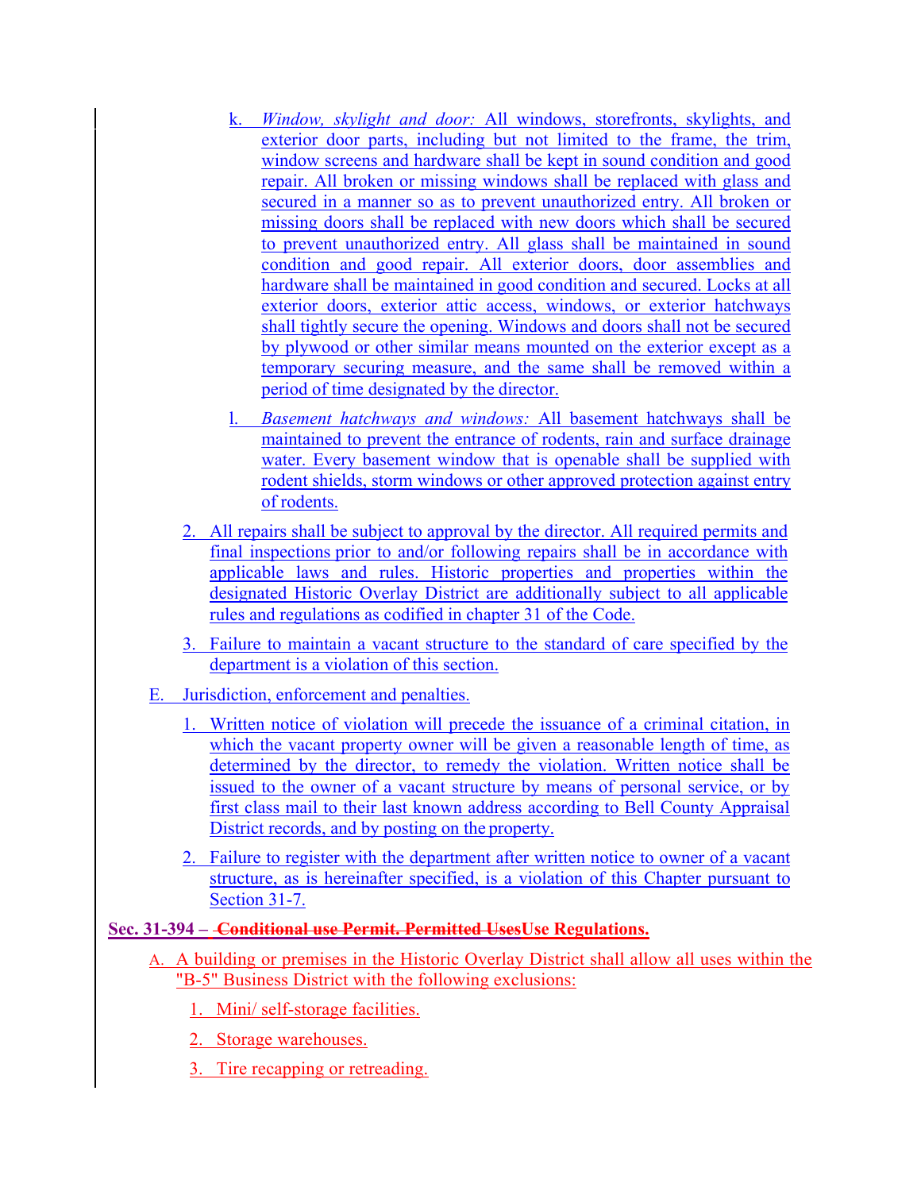k. *Window, skylight and door:* All windows, storefronts, skylights, and exterior door parts, including but not limited to the frame, the trim, window screens and hardware shall be kept in sound condition and good repair. All broken or missing windows shall be replaced with glass and secured in a manner so as to prevent unauthorized entry. All broken or missing doors shall be replaced with new doors which shall be secured to prevent unauthorized entry. All glass shall be maintained in sound condition and good repair. All exterior doors, door assemblies and hardware shall be maintained in good condition and secured. Locks at all exterior doors, exterior attic access, windows, or exterior hatchways shall tightly secure the opening. Windows and doors shall not be secured by plywood or other similar means mounted on the exterior except as a temporary securing measure, and the same shall be removed within a period of time designated by the director.

l. *Basement hatchways and windows:* All basement hatchways shall be maintained to prevent the entrance of rodents, rain and surface drainage water. Every basement window that is openable shall be supplied with rodent shields, storm windows or other approved protection against entry of rodents.

2. All repairs shall be subject to approval by the director. All required permits and final inspections prior to and/or following repairs shall be in accordance with applicable laws and rules. Historic properties and properties within the designated Historic Overlay District are additionally subject to all applicable rules and regulations as codified in chapter 31 of the Code.

3. Failure to maintain a vacant structure to the standard of care specified by the department is a violation of this section.

E. Jurisdiction, enforcement and penalties.

1. Written notice of violation will precede the issuance of a criminal citation, in which the vacant property owner will be given a reasonable length of time, as determined by the director, to remedy the violation. Written notice shall be issued to the owner of a vacant structure by means of personal service, or by first class mail to their last known address according to Bell County Appraisal District records, and by posting on the property.

2. Failure to register with the department after written notice to owner of a vacant structure, as is hereinafter specified, is a violation of this Chapter pursuant to Section 31-7.

**Sec. 31-394 – ~~Conditional use Permit. Permitted Uses~~Use Regulations.**

A. A building or premises in the Historic Overlay District shall allow all uses within the "B-5" Business District with the following exclusions:

1. Mini/ self-storage facilities.
2. Storage warehouses.
3. Tire recapping or retreading.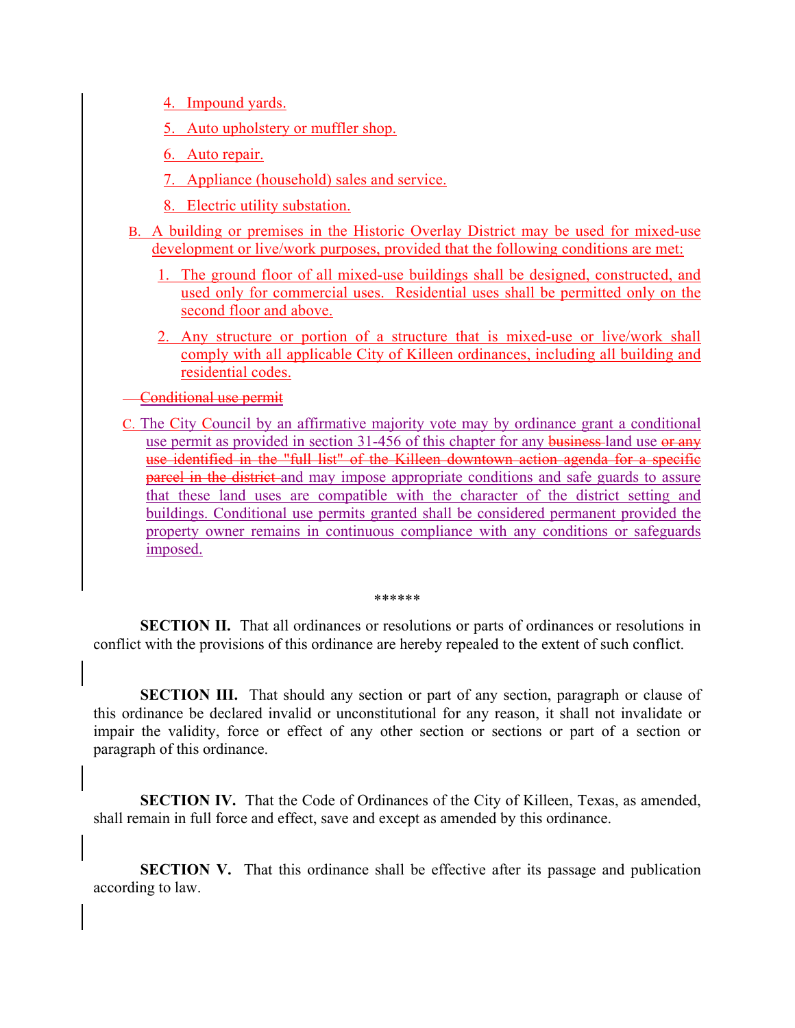4. Impound yards.
5. Auto upholstery or muffler shop.
6. Auto repair.
7. Appliance (household) sales and service.
8. Electric utility substation.

B. A building or premises in the Historic Overlay District may be used for mixed-use development or live/work purposes, provided that the following conditions are met:

1. The ground floor of all mixed-use buildings shall be designed, constructed, and used only for commercial uses. Residential uses shall be permitted only on the second floor and above.
2. Any structure or portion of a structure that is mixed-use or live/work shall comply with all applicable City of Killeen ordinances, including all building and residential codes.

~~Conditional use permit~~

C. The City Council by an affirmative majority vote may by ordinance grant a conditional use permit as provided in section 31-456 of this chapter for any ~~business~~ land use ~~or any use identified in the "full list" of the Killeen downtown action agenda for a specific parcel in the district~~ and may impose appropriate conditions and safe guards to assure that these land uses are compatible with the character of the district setting and buildings. Conditional use permits granted shall be considered permanent provided the property owner remains in continuous compliance with any conditions or safeguards imposed.

******

**SECTION II.** That all ordinances or resolutions or parts of ordinances or resolutions in conflict with the provisions of this ordinance are hereby repealed to the extent of such conflict.

**SECTION III.** That should any section or part of any section, paragraph or clause of this ordinance be declared invalid or unconstitutional for any reason, it shall not invalidate or impair the validity, force or effect of any other section or sections or part of a section or paragraph of this ordinance.

**SECTION IV.** That the Code of Ordinances of the City of Killeen, Texas, as amended, shall remain in full force and effect, save and except as amended by this ordinance.

**SECTION V.** That this ordinance shall be effective after its passage and publication according to law.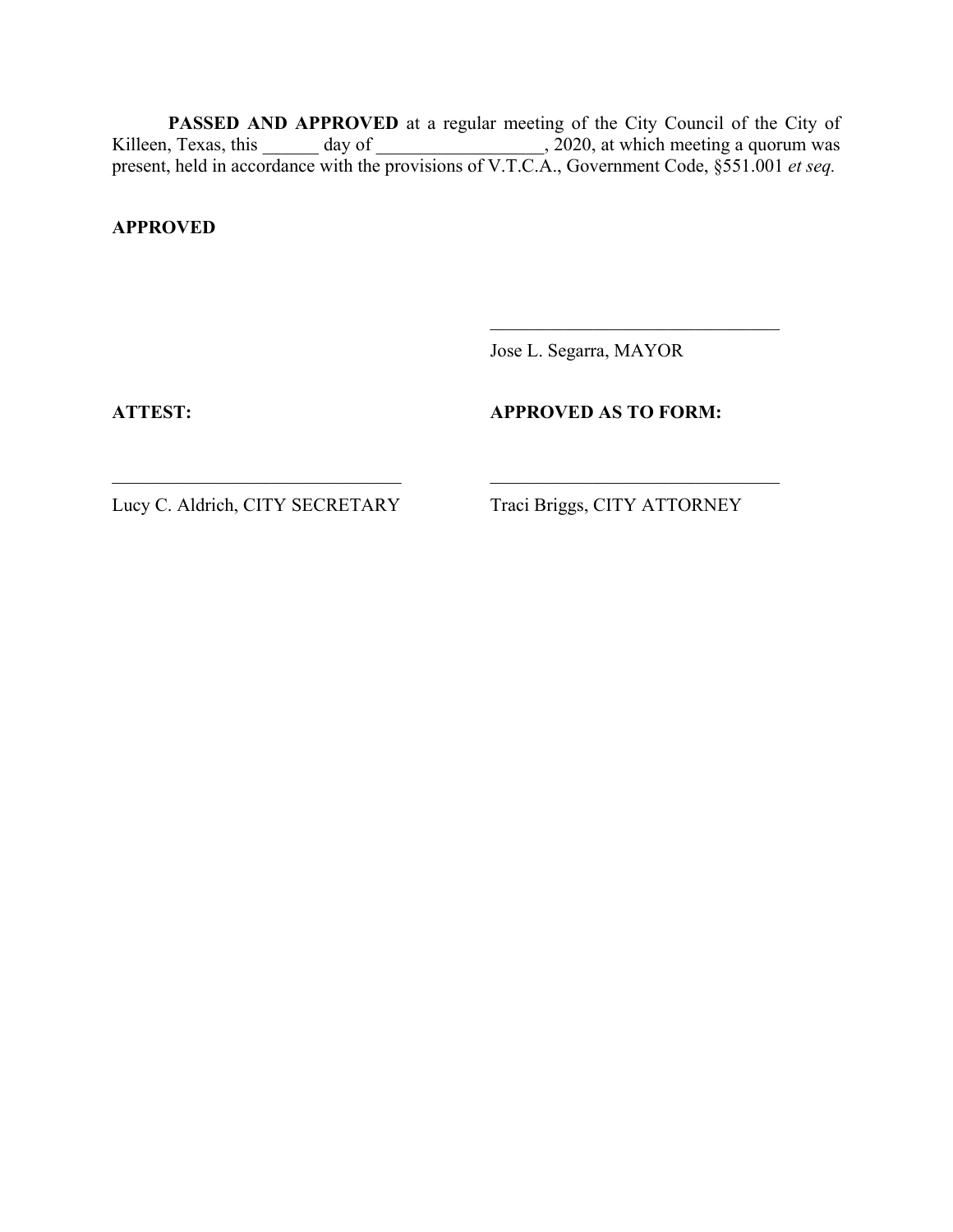**PASSED AND APPROVED** at a regular meeting of the City Council of the City of Killeen, Texas, this ______ day of __________________, 2020, at which meeting a quorum was present, held in accordance with the provisions of V.T.C.A., Government Code, §551.001 *et seq.*

**APPROVED**

_________________________________

Jose L. Segarra, MAYOR

**ATTEST:**

_________________________________

Lucy C. Aldrich, CITY SECRETARY

**APPROVED AS TO FORM:**

_________________________________

Traci Briggs, CITY ATTORNEY